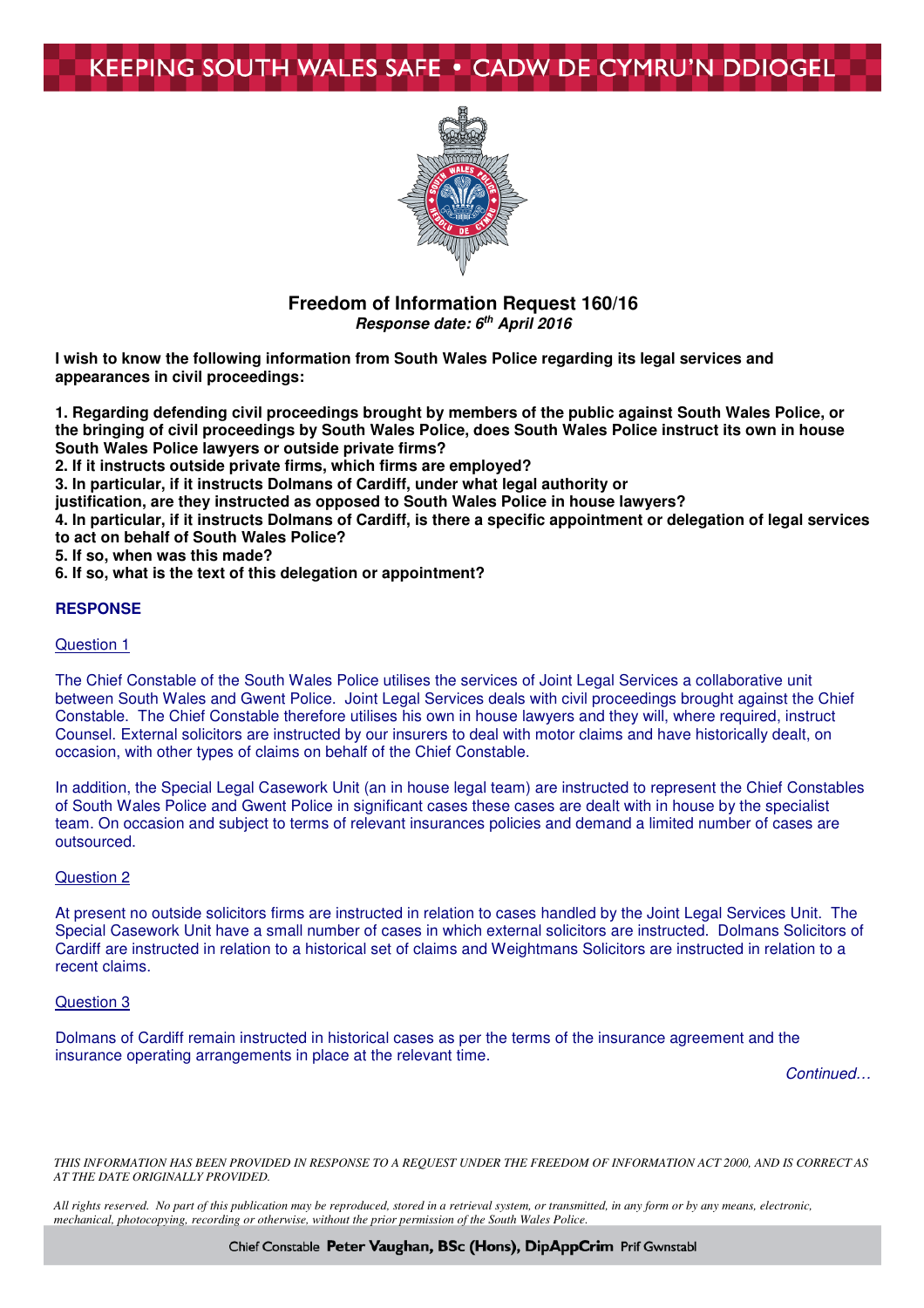# Freedom of Information Request 160/16

***Response date: 6th April 2016***

**I wish to know the following information from South Wales Police regarding its legal services and appearances in civil proceedings:**

**1. Regarding defending civil proceedings brought by members of the public against South Wales Police, or the bringing of civil proceedings by South Wales Police, does South Wales Police instruct its own in house South Wales Police lawyers or outside private firms?**
**2. If it instructs outside private firms, which firms are employed?**
**3. In particular, if it instructs Dolmans of Cardiff, under what legal authority or justification, are they instructed as opposed to South Wales Police in house lawyers?**
**4. In particular, if it instructs Dolmans of Cardiff, is there a specific appointment or delegation of legal services to act on behalf of South Wales Police?**
**5. If so, when was this made?**
**6. If so, what is the text of this delegation or appointment?**

## RESPONSE

### Question 1

The Chief Constable of the South Wales Police utilises the services of Joint Legal Services a collaborative unit between South Wales and Gwent Police. Joint Legal Services deals with civil proceedings brought against the Chief Constable. The Chief Constable therefore utilises his own in house lawyers and they will, where required, instruct Counsel. External solicitors are instructed by our insurers to deal with motor claims and have historically dealt, on occasion, with other types of claims on behalf of the Chief Constable.

In addition, the Special Legal Casework Unit (an in house legal team) are instructed to represent the Chief Constables of South Wales Police and Gwent Police in significant cases these cases are dealt with in house by the specialist team. On occasion and subject to terms of relevant insurances policies and demand a limited number of cases are outsourced.

### Question 2

At present no outside solicitors firms are instructed in relation to cases handled by the Joint Legal Services Unit. The Special Casework Unit have a small number of cases in which external solicitors are instructed. Dolmans Solicitors of Cardiff are instructed in relation to a historical set of claims and Weightmans Solicitors are instructed in relation to a recent claims.

### Question 3

Dolmans of Cardiff remain instructed in historical cases as per the terms of the insurance agreement and the insurance operating arrangements in place at the relevant time.

*Continued…*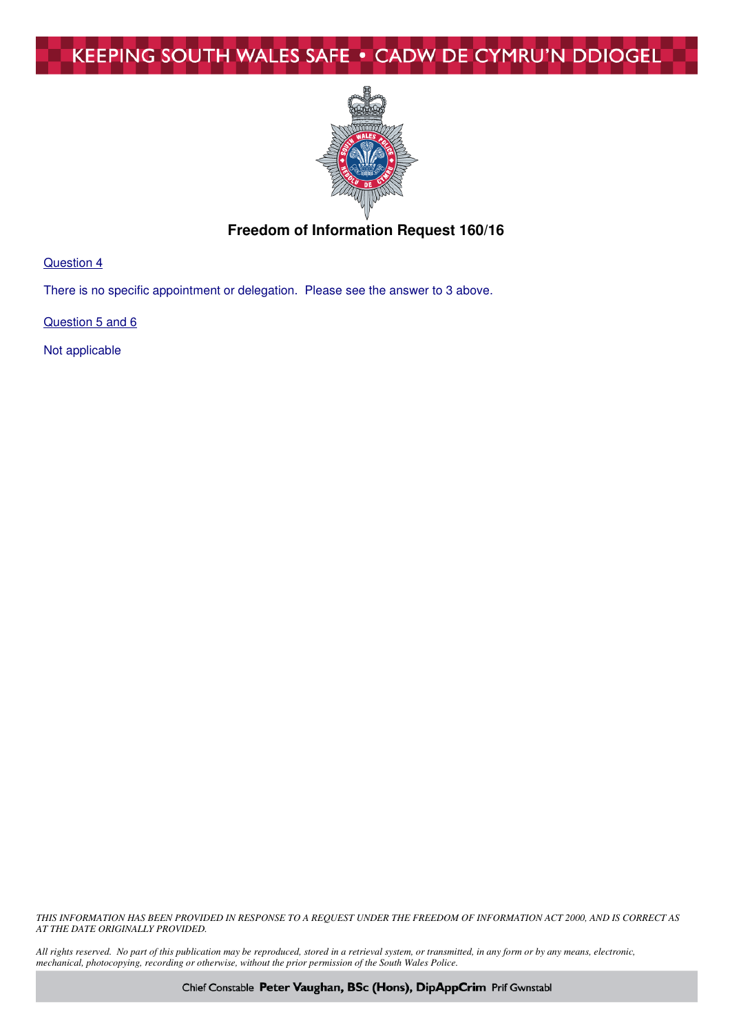**Freedom of Information Request 160/16**

Question 4

There is no specific appointment or delegation. Please see the answer to 3 above.

Question 5 and 6

Not applicable

*THIS INFORMATION HAS BEEN PROVIDED IN RESPONSE TO A REQUEST UNDER THE FREEDOM OF INFORMATION ACT 2000, AND IS CORRECT AS AT THE DATE ORIGINALLY PROVIDED.*

*All rights reserved. No part of this publication may be reproduced, stored in a retrieval system, or transmitted, in any form or by any means, electronic, mechanical, photocopying, recording or otherwise, without the prior permission of the South Wales Police.*